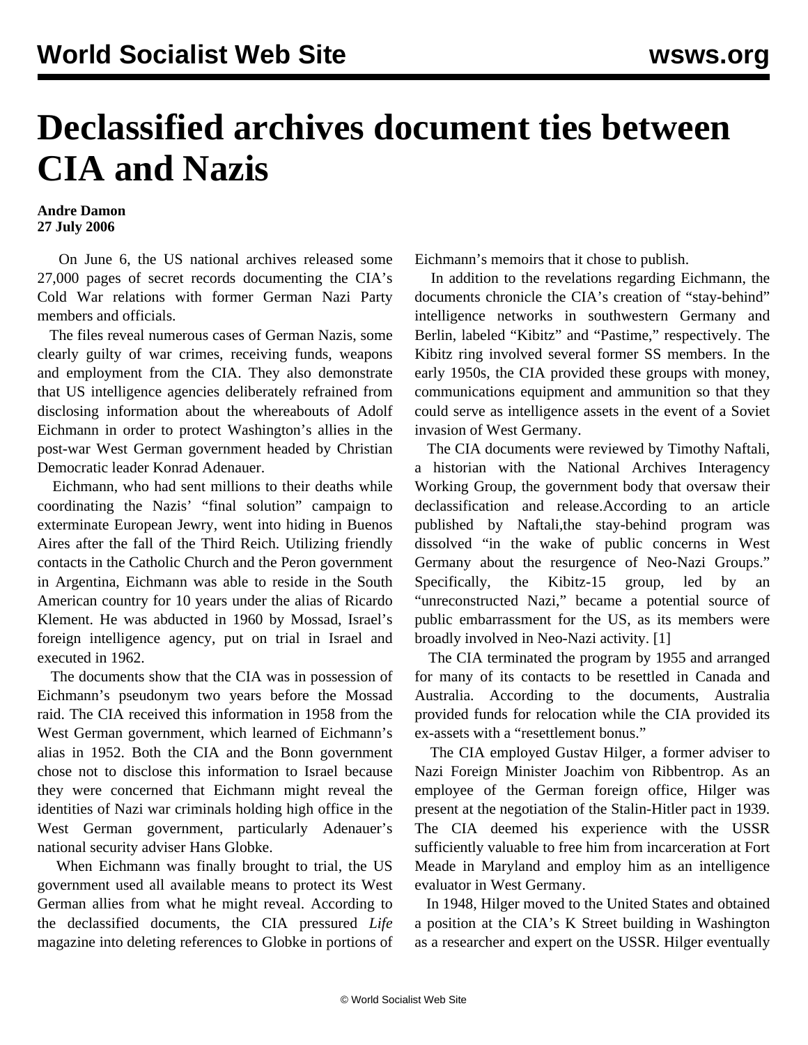# Declassified archives document ties between CIA and Nazis

**Andre Damon**
**27 July 2006**

On June 6, the US national archives released some 27,000 pages of secret records documenting the CIA's Cold War relations with former German Nazi Party members and officials.

The files reveal numerous cases of German Nazis, some clearly guilty of war crimes, receiving funds, weapons and employment from the CIA. They also demonstrate that US intelligence agencies deliberately refrained from disclosing information about the whereabouts of Adolf Eichmann in order to protect Washington's allies in the post-war West German government headed by Christian Democratic leader Konrad Adenauer.

Eichmann, who had sent millions to their deaths while coordinating the Nazis' "final solution" campaign to exterminate European Jewry, went into hiding in Buenos Aires after the fall of the Third Reich. Utilizing friendly contacts in the Catholic Church and the Peron government in Argentina, Eichmann was able to reside in the South American country for 10 years under the alias of Ricardo Klement. He was abducted in 1960 by Mossad, Israel's foreign intelligence agency, put on trial in Israel and executed in 1962.

The documents show that the CIA was in possession of Eichmann's pseudonym two years before the Mossad raid. The CIA received this information in 1958 from the West German government, which learned of Eichmann's alias in 1952. Both the CIA and the Bonn government chose not to disclose this information to Israel because they were concerned that Eichmann might reveal the identities of Nazi war criminals holding high office in the West German government, particularly Adenauer's national security adviser Hans Globke.

When Eichmann was finally brought to trial, the US government used all available means to protect its West German allies from what he might reveal. According to the declassified documents, the CIA pressured *Life* magazine into deleting references to Globke in portions of Eichmann's memoirs that it chose to publish.

In addition to the revelations regarding Eichmann, the documents chronicle the CIA's creation of "stay-behind" intelligence networks in southwestern Germany and Berlin, labeled "Kibitz" and "Pastime," respectively. The Kibitz ring involved several former SS members. In the early 1950s, the CIA provided these groups with money, communications equipment and ammunition so that they could serve as intelligence assets in the event of a Soviet invasion of West Germany.

The CIA documents were reviewed by Timothy Naftali, a historian with the National Archives Interagency Working Group, the government body that oversaw their declassification and release.According to an article published by Naftali,the stay-behind program was dissolved "in the wake of public concerns in West Germany about the resurgence of Neo-Nazi Groups." Specifically, the Kibitz-15 group, led by an "unreconstructed Nazi," became a potential source of public embarrassment for the US, as its members were broadly involved in Neo-Nazi activity. [1]

The CIA terminated the program by 1955 and arranged for many of its contacts to be resettled in Canada and Australia. According to the documents, Australia provided funds for relocation while the CIA provided its ex-assets with a "resettlement bonus."

The CIA employed Gustav Hilger, a former adviser to Nazi Foreign Minister Joachim von Ribbentrop. As an employee of the German foreign office, Hilger was present at the negotiation of the Stalin-Hitler pact in 1939. The CIA deemed his experience with the USSR sufficiently valuable to free him from incarceration at Fort Meade in Maryland and employ him as an intelligence evaluator in West Germany.

In 1948, Hilger moved to the United States and obtained a position at the CIA's K Street building in Washington as a researcher and expert on the USSR. Hilger eventually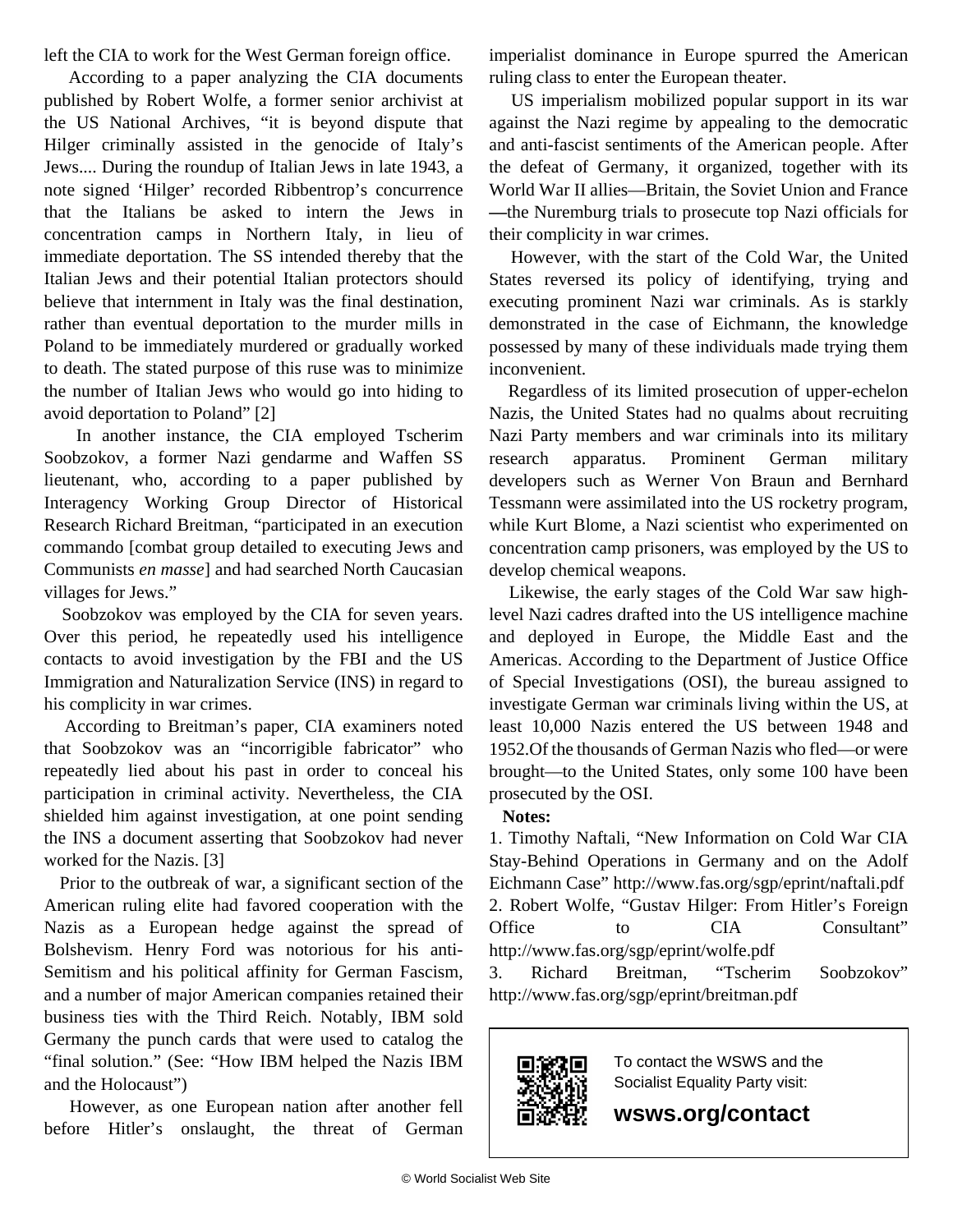left the CIA to work for the West German foreign office.

According to a paper analyzing the CIA documents published by Robert Wolfe, a former senior archivist at the US National Archives, "it is beyond dispute that Hilger criminally assisted in the genocide of Italy's Jews.... During the roundup of Italian Jews in late 1943, a note signed 'Hilger' recorded Ribbentrop's concurrence that the Italians be asked to intern the Jews in concentration camps in Northern Italy, in lieu of immediate deportation. The SS intended thereby that the Italian Jews and their potential Italian protectors should believe that internment in Italy was the final destination, rather than eventual deportation to the murder mills in Poland to be immediately murdered or gradually worked to death. The stated purpose of this ruse was to minimize the number of Italian Jews who would go into hiding to avoid deportation to Poland" [2]

In another instance, the CIA employed Tscherim Soobzokov, a former Nazi gendarme and Waffen SS lieutenant, who, according to a paper published by Interagency Working Group Director of Historical Research Richard Breitman, "participated in an execution commando [combat group detailed to executing Jews and Communists *en masse*] and had searched North Caucasian villages for Jews."

Soobzokov was employed by the CIA for seven years. Over this period, he repeatedly used his intelligence contacts to avoid investigation by the FBI and the US Immigration and Naturalization Service (INS) in regard to his complicity in war crimes.

According to Breitman's paper, CIA examiners noted that Soobzokov was an "incorrigible fabricator" who repeatedly lied about his past in order to conceal his participation in criminal activity. Nevertheless, the CIA shielded him against investigation, at one point sending the INS a document asserting that Soobzokov had never worked for the Nazis. [3]

Prior to the outbreak of war, a significant section of the American ruling elite had favored cooperation with the Nazis as a European hedge against the spread of Bolshevism. Henry Ford was notorious for his anti-Semitism and his political affinity for German Fascism, and a number of major American companies retained their business ties with the Third Reich. Notably, IBM sold Germany the punch cards that were used to catalog the "final solution." (See: "How IBM helped the Nazis IBM and the Holocaust")

However, as one European nation after another fell before Hitler's onslaught, the threat of German imperialist dominance in Europe spurred the American ruling class to enter the European theater.

US imperialism mobilized popular support in its war against the Nazi regime by appealing to the democratic and anti-fascist sentiments of the American people. After the defeat of Germany, it organized, together with its World War II allies—Britain, the Soviet Union and France—the Nuremburg trials to prosecute top Nazi officials for their complicity in war crimes.

However, with the start of the Cold War, the United States reversed its policy of identifying, trying and executing prominent Nazi war criminals. As is starkly demonstrated in the case of Eichmann, the knowledge possessed by many of these individuals made trying them inconvenient.

Regardless of its limited prosecution of upper-echelon Nazis, the United States had no qualms about recruiting Nazi Party members and war criminals into its military research apparatus. Prominent German military developers such as Werner Von Braun and Bernhard Tessmann were assimilated into the US rocketry program, while Kurt Blome, a Nazi scientist who experimented on concentration camp prisoners, was employed by the US to develop chemical weapons.

Likewise, the early stages of the Cold War saw high-level Nazi cadres drafted into the US intelligence machine and deployed in Europe, the Middle East and the Americas. According to the Department of Justice Office of Special Investigations (OSI), the bureau assigned to investigate German war criminals living within the US, at least 10,000 Nazis entered the US between 1948 and 1952.Of the thousands of German Nazis who fled—or were brought—to the United States, only some 100 have been prosecuted by the OSI.

**Notes:**

1. Timothy Naftali, "New Information on Cold War CIA Stay-Behind Operations in Germany and on the Adolf Eichmann Case" http://www.fas.org/sgp/eprint/naftali.pdf
2. Robert Wolfe, "Gustav Hilger: From Hitler's Foreign Office to CIA Consultant" http://www.fas.org/sgp/eprint/wolfe.pdf
3. Richard Breitman, "Tscherim Soobzokov" http://www.fas.org/sgp/eprint/breitman.pdf

To contact the WSWS and the Socialist Equality Party visit:

**wsws.org/contact**